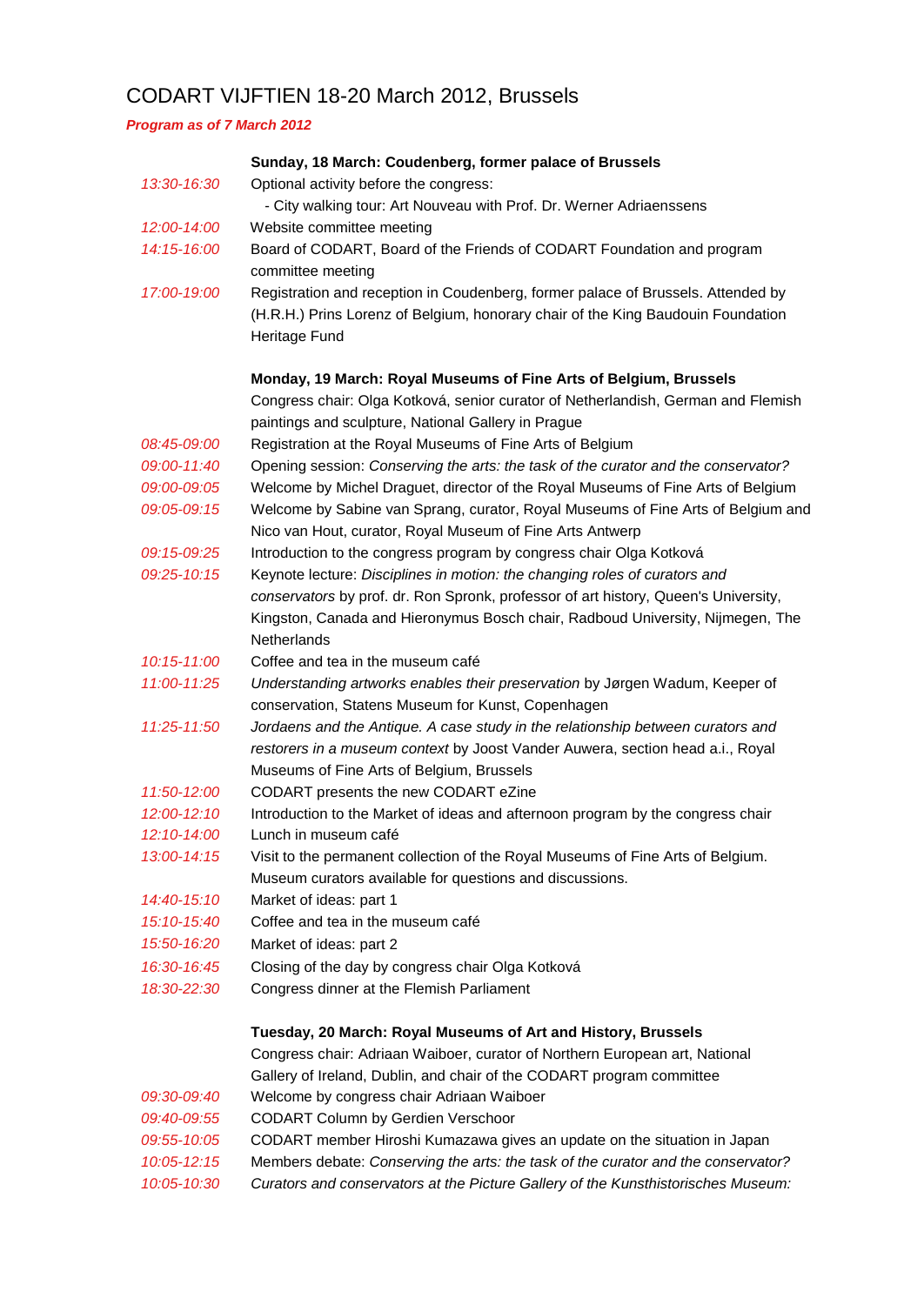# CODART VIJFTIEN 18-20 March 2012, Brussels

***Program as of 7 March 2012***

| | |
|---|---|
| | **Sunday, 18 March: Coudenberg, former palace of Brussels** |
| *13:30-16:30* | Optional activity before the congress:<br>- City walking tour: Art Nouveau with Prof. Dr. Werner Adriaenssens |
| *12:00-14:00* | Website committee meeting |
| *14:15-16:00* | Board of CODART, Board of the Friends of CODART Foundation and program committee meeting |
| *17:00-19:00* | Registration and reception in Coudenberg, former palace of Brussels. Attended by (H.R.H.) Prins Lorenz of Belgium, honorary chair of the King Baudouin Foundation Heritage Fund |
| | **Monday, 19 March: Royal Museums of Fine Arts of Belgium, Brussels** |
| | Congress chair: Olga Kotková, senior curator of Netherlandish, German and Flemish paintings and sculpture, National Gallery in Prague |
| *08:45-09:00* | Registration at the Royal Museums of Fine Arts of Belgium |
| *09:00-11:40* | Opening session: *Conserving the arts: the task of the curator and the conservator?* |
| *09:00-09:05* | Welcome by Michel Draguet, director of the Royal Museums of Fine Arts of Belgium |
| *09:05-09:15* | Welcome by Sabine van Sprang, curator, Royal Museums of Fine Arts of Belgium and Nico van Hout, curator, Royal Museum of Fine Arts Antwerp |
| *09:15-09:25* | Introduction to the congress program by congress chair Olga Kotková |
| *09:25-10:15* | Keynote lecture: *Disciplines in motion: the changing roles of curators and conservators* by prof. dr. Ron Spronk, professor of art history, Queen's University, Kingston, Canada and Hieronymus Bosch chair, Radboud University, Nijmegen, The Netherlands |
| *10:15-11:00* | Coffee and tea in the museum café |
| *11:00-11:25* | *Understanding artworks enables their preservation* by Jørgen Wadum, Keeper of conservation, Statens Museum for Kunst, Copenhagen |
| *11:25-11:50* | *Jordaens and the Antique. A case study in the relationship between curators and restorers in a museum context* by Joost Vander Auwera, section head a.i., Royal Museums of Fine Arts of Belgium, Brussels |
| *11:50-12:00* | CODART presents the new CODART eZine |
| *12:00-12:10* | Introduction to the Market of ideas and afternoon program by the congress chair |
| *12:10-14:00* | Lunch in museum café |
| *13:00-14:15* | Visit to the permanent collection of the Royal Museums of Fine Arts of Belgium. Museum curators available for questions and discussions. |
| *14:40-15:10* | Market of ideas: part 1 |
| *15:10-15:40* | Coffee and tea in the museum café |
| *15:50-16:20* | Market of ideas: part 2 |
| *16:30-16:45* | Closing of the day by congress chair Olga Kotková |
| *18:30-22:30* | Congress dinner at the Flemish Parliament |
| | **Tuesday, 20 March: Royal Museums of Art and History, Brussels** |
| | Congress chair: Adriaan Waiboer, curator of Northern European art, National Gallery of Ireland, Dublin, and chair of the CODART program committee |
| *09:30-09:40* | Welcome by congress chair Adriaan Waiboer |
| *09:40-09:55* | CODART Column by Gerdien Verschoor |
| *09:55-10:05* | CODART member Hiroshi Kumazawa gives an update on the situation in Japan |
| *10:05-12:15* | Members debate: *Conserving the arts: the task of the curator and the conservator?* |
| *10:05-10:30* | *Curators and conservators at the Picture Gallery of the Kunsthistorisches Museum:* |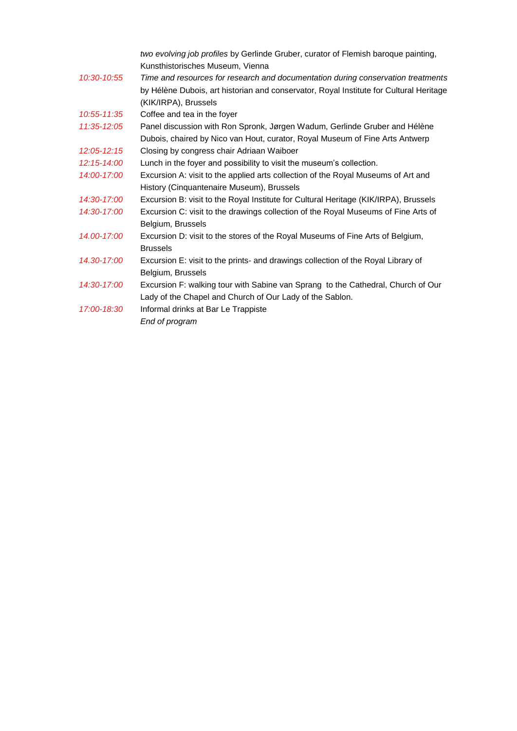*two evolving job profiles* by Gerlinde Gruber, curator of Flemish baroque painting, Kunsthistorisches Museum, Vienna

*10:30-10:55* *Time and resources for research and documentation during conservation treatments* by Hélène Dubois, art historian and conservator, Royal Institute for Cultural Heritage (KIK/IRPA), Brussels

*10:55-11:35* Coffee and tea in the foyer

*11:35-12:05* Panel discussion with Ron Spronk, Jørgen Wadum, Gerlinde Gruber and Hélène Dubois, chaired by Nico van Hout, curator, Royal Museum of Fine Arts Antwerp

*12:05-12:15* Closing by congress chair Adriaan Waiboer

*12:15-14:00* Lunch in the foyer and possibility to visit the museum's collection.

*14:00-17:00* Excursion A: visit to the applied arts collection of the Royal Museums of Art and History (Cinquantenaire Museum), Brussels

*14:30-17:00* Excursion B: visit to the Royal Institute for Cultural Heritage (KIK/IRPA), Brussels

*14:30-17:00* Excursion C: visit to the drawings collection of the Royal Museums of Fine Arts of Belgium, Brussels

*14.00-17:00* Excursion D: visit to the stores of the Royal Museums of Fine Arts of Belgium, Brussels

*14.30-17:00* Excursion E: visit to the prints- and drawings collection of the Royal Library of Belgium, Brussels

*14:30-17:00* Excursion F: walking tour with Sabine van Sprang to the Cathedral, Church of Our Lady of the Chapel and Church of Our Lady of the Sablon.

*17:00-18:30* Informal drinks at Bar Le Trappiste

*End of program*